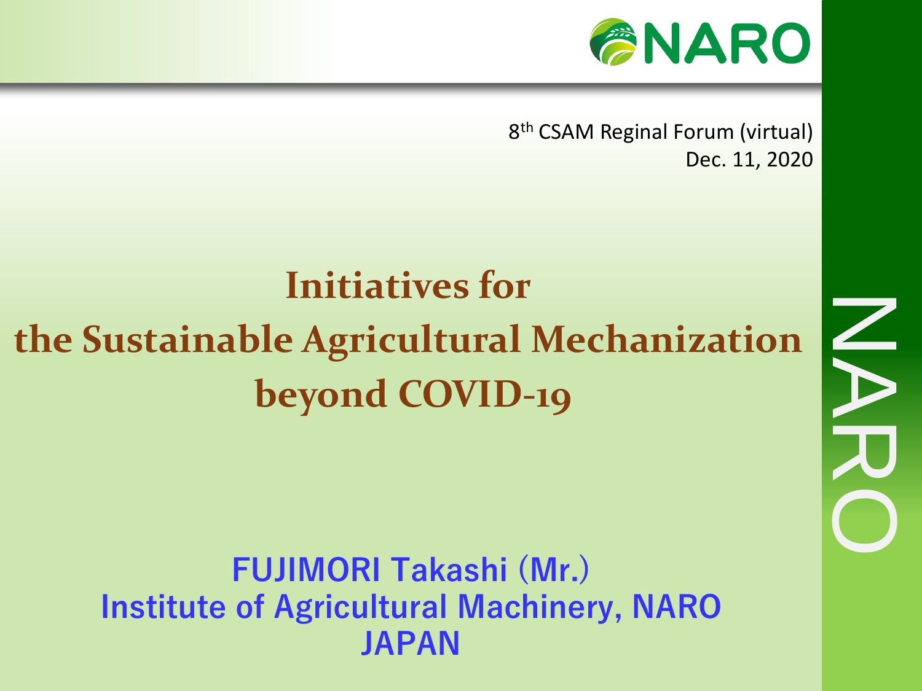8th CSAM Reginal Forum (virtual)
Dec. 11, 2020

# Initiatives for the Sustainable Agricultural Mechanization beyond COVID-19

**FUJIMORI Takashi (Mr.)**
**Institute of Agricultural Machinery, NARO**
**JAPAN**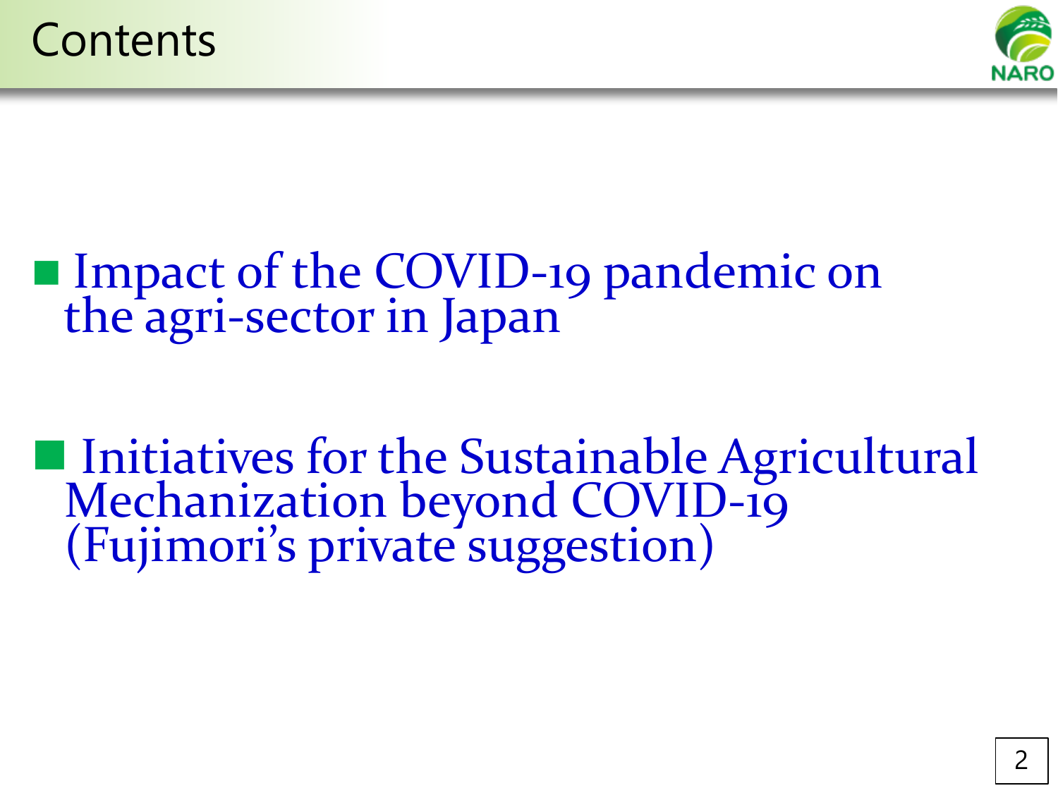# Contents

- Impact of the COVID-19 pandemic on the agri-sector in Japan

- Initiatives for the Sustainable Agricultural Mechanization beyond COVID-19 (Fujimori's private suggestion)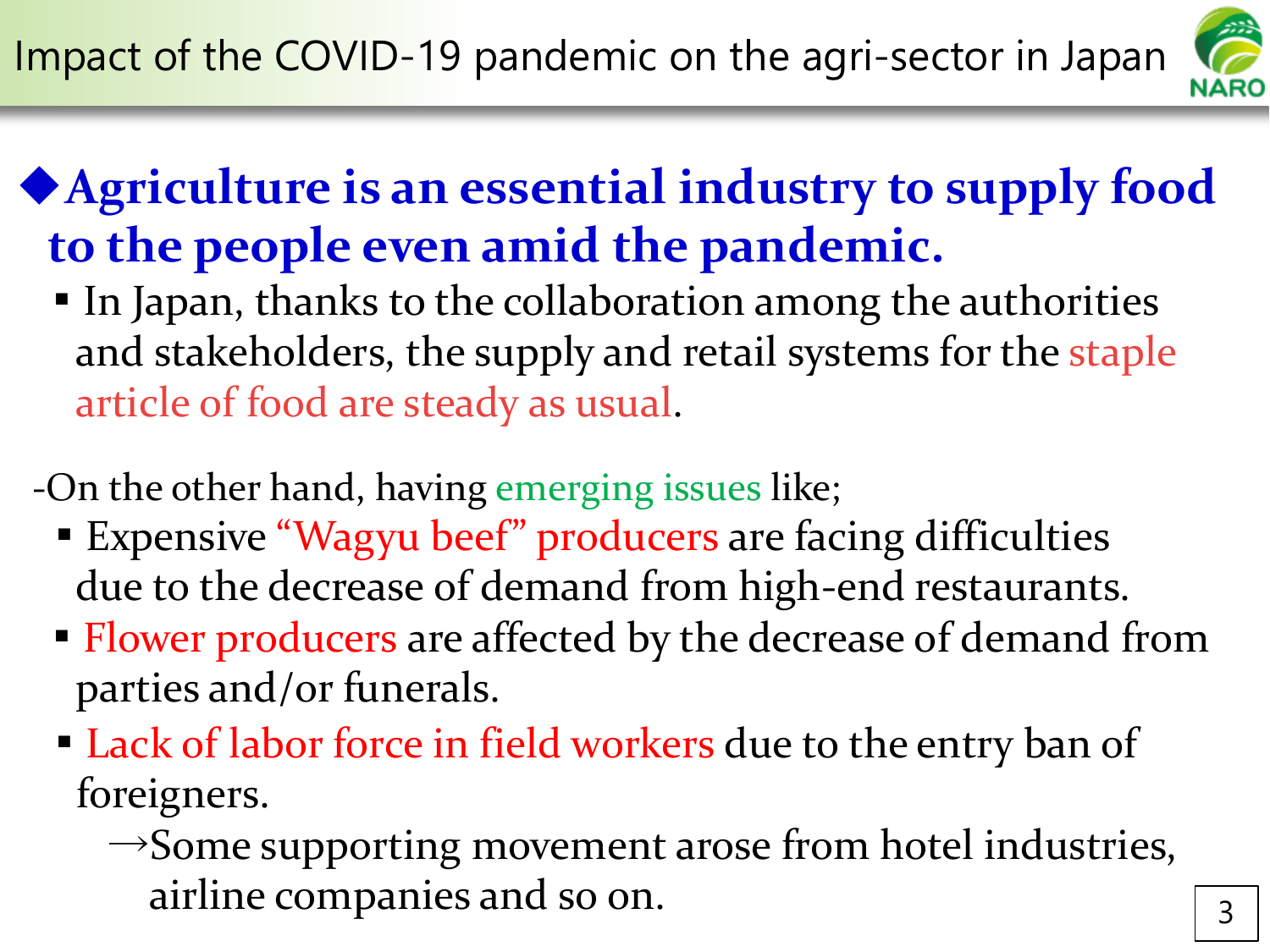# Impact of the COVID-19 pandemic on the agri-sector in Japan

## ◆Agriculture is an essential industry to supply food to the people even amid the pandemic.

- In Japan, thanks to the collaboration among the authorities and stakeholders, the supply and retail systems for the staple article of food are steady as usual.

-On the other hand, having emerging issues like;

- Expensive "Wagyu beef" producers are facing difficulties due to the decrease of demand from high-end restaurants.
- Flower producers are affected by the decrease of demand from parties and/or funerals.
- Lack of labor force in field workers due to the entry ban of foreigners.
  - →Some supporting movement arose from hotel industries, airline companies and so on.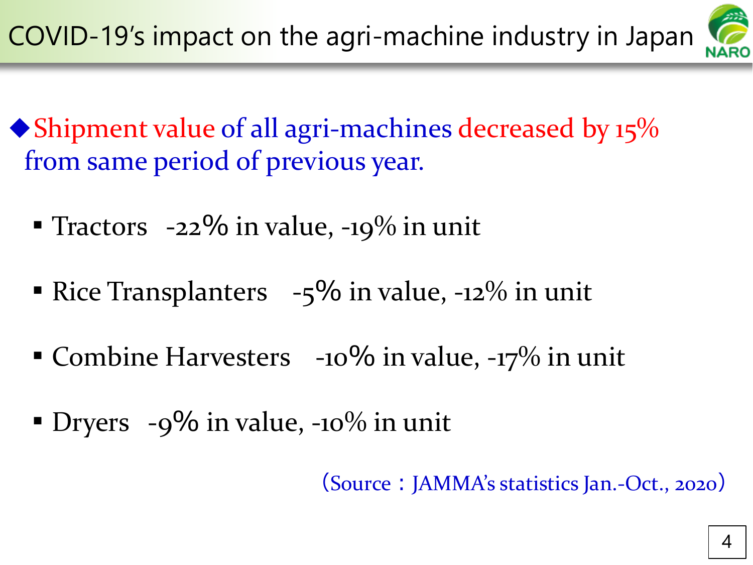# COVID-19's impact on the agri-machine industry in Japan

◆Shipment value of all agri-machines decreased by 15% from same period of previous year.

- Tractors -22% in value, -19% in unit
- Rice Transplanters -5% in value, -12% in unit
- Combine Harvesters -10% in value, -17% in unit
- Dryers -9% in value, -10% in unit

（Source：JAMMA's statistics Jan.-Oct., 2020）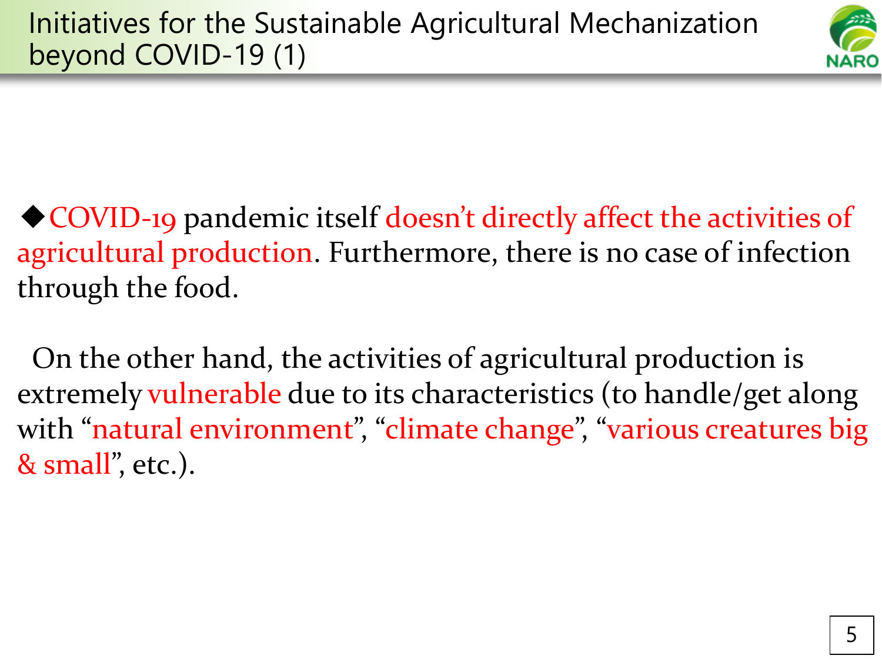# Initiatives for the Sustainable Agricultural Mechanization beyond COVID-19 (1)

◆COVID-19 pandemic itself doesn't directly affect the activities of agricultural production. Furthermore, there is no case of infection through the food.

On the other hand, the activities of agricultural production is extremely vulnerable due to its characteristics (to handle/get along with "natural environment", "climate change", "various creatures big & small", etc.).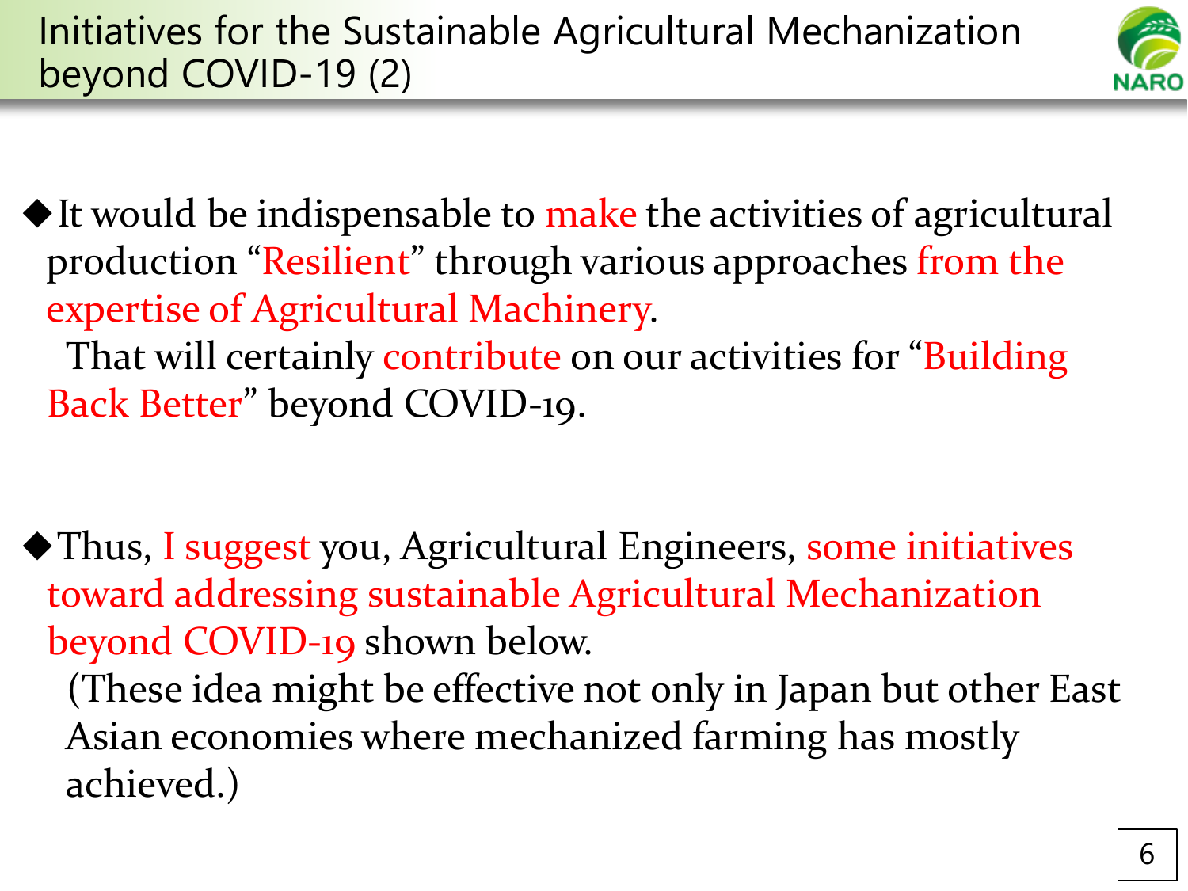# Initiatives for the Sustainable Agricultural Mechanization beyond COVID-19 (2)

◆It would be indispensable to make the activities of agricultural production "Resilient" through various approaches from the expertise of Agricultural Machinery.
That will certainly contribute on our activities for "Building Back Better" beyond COVID-19.

◆Thus, I suggest you, Agricultural Engineers, some initiatives toward addressing sustainable Agricultural Mechanization beyond COVID-19 shown below.
(These idea might be effective not only in Japan but other East Asian economies where mechanized farming has mostly achieved.)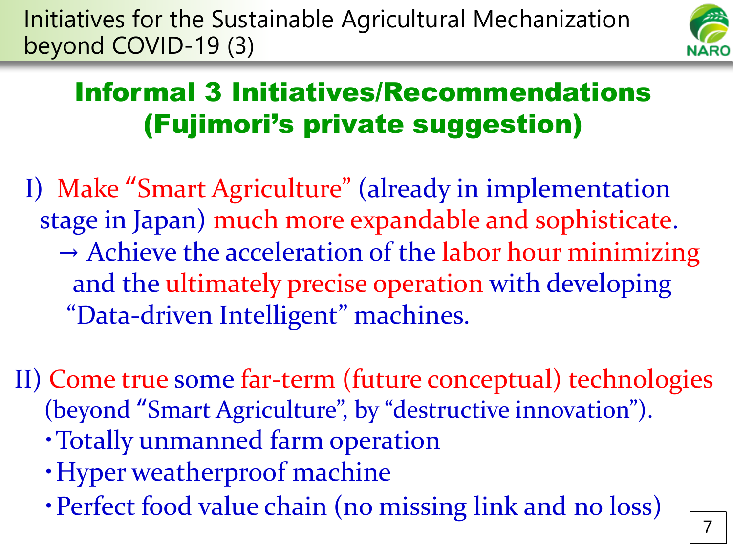# Initiatives for the Sustainable Agricultural Mechanization beyond COVID-19 (3)

## Informal 3 Initiatives/Recommendations (Fujimori's private suggestion)

I) Make "Smart Agriculture" (already in implementation stage in Japan) much more expandable and sophisticate.
→ Achieve the acceleration of the labor hour minimizing and the ultimately precise operation with developing "Data-driven Intelligent" machines.

II) Come true some far-term (future conceptual) technologies (beyond "Smart Agriculture", by "destructive innovation").

- Totally unmanned farm operation
- Hyper weatherproof machine
- Perfect food value chain (no missing link and no loss)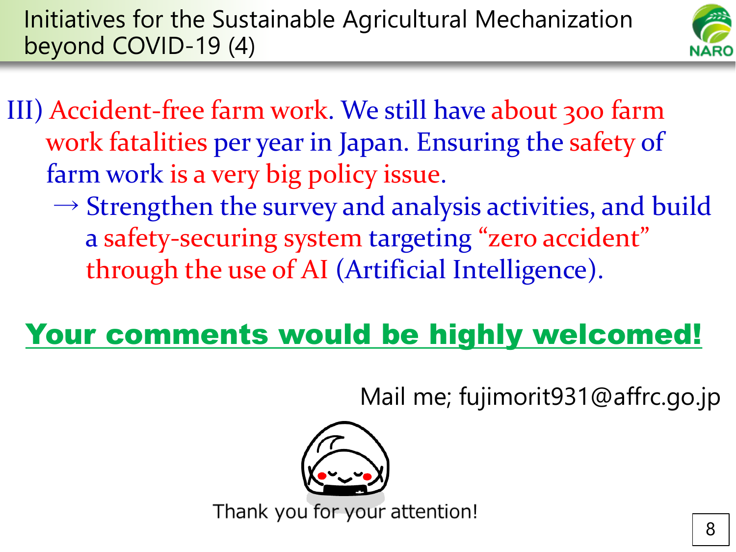# Initiatives for the Sustainable Agricultural Mechanization beyond COVID-19 (4)

III) Accident-free farm work. We still have about 300 farm work fatalities per year in Japan. Ensuring the safety of farm work is a very big policy issue.

→ Strengthen the survey and analysis activities, and build a safety-securing system targeting "zero accident" through the use of AI (Artificial Intelligence).

**Your comments would be highly welcomed!**

Mail me; fujimorit931@affrc.go.jp

Thank you for your attention!